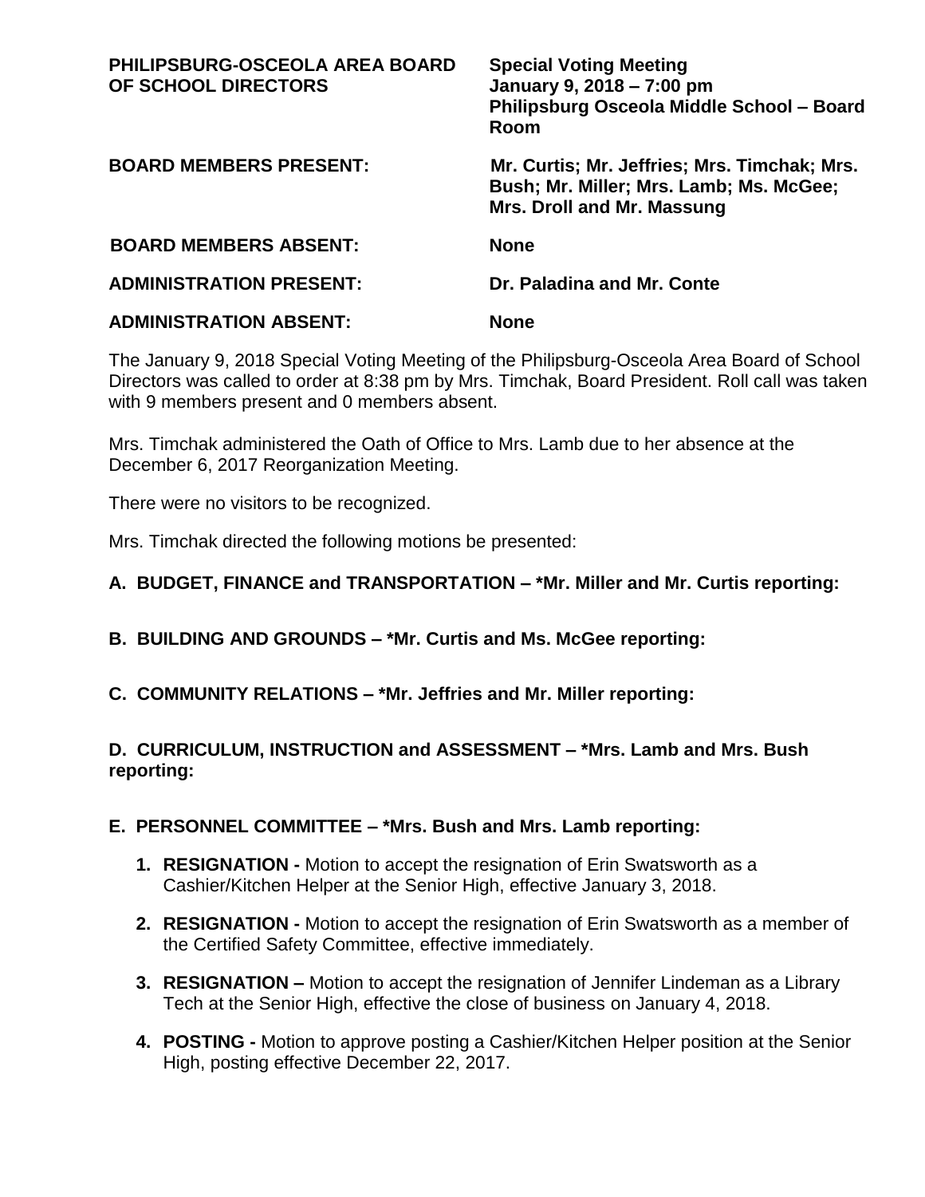| | |
|---|---|
| **PHILIPSBURG-OSCEOLA AREA BOARD OF SCHOOL DIRECTORS** | **Special Voting Meeting**<br>**January 9, 2018 – 7:00 pm**<br>**Philipsburg Osceola Middle School – Board Room** |
| **BOARD MEMBERS PRESENT:** | **Mr. Curtis; Mr. Jeffries; Mrs. Timchak; Mrs. Bush; Mr. Miller; Mrs. Lamb; Ms. McGee; Mrs. Droll and Mr. Massung** |
| **BOARD MEMBERS ABSENT:** | **None** |
| **ADMINISTRATION PRESENT:** | **Dr. Paladina and Mr. Conte** |
| **ADMINISTRATION ABSENT:** | **None** |

The January 9, 2018 Special Voting Meeting of the Philipsburg-Osceola Area Board of School Directors was called to order at 8:38 pm by Mrs. Timchak, Board President. Roll call was taken with 9 members present and 0 members absent.

Mrs. Timchak administered the Oath of Office to Mrs. Lamb due to her absence at the December 6, 2017 Reorganization Meeting.

There were no visitors to be recognized.

Mrs. Timchak directed the following motions be presented:

**A. BUDGET, FINANCE and TRANSPORTATION – *Mr. Miller and Mr. Curtis reporting:**

**B. BUILDING AND GROUNDS – *Mr. Curtis and Ms. McGee reporting:**

**C. COMMUNITY RELATIONS – *Mr. Jeffries and Mr. Miller reporting:**

**D. CURRICULUM, INSTRUCTION and ASSESSMENT – *Mrs. Lamb and Mrs. Bush reporting:**

**E. PERSONNEL COMMITTEE – *Mrs. Bush and Mrs. Lamb reporting:**

1. **RESIGNATION -** Motion to accept the resignation of Erin Swatsworth as a Cashier/Kitchen Helper at the Senior High, effective January 3, 2018.
2. **RESIGNATION -** Motion to accept the resignation of Erin Swatsworth as a member of the Certified Safety Committee, effective immediately.
3. **RESIGNATION –** Motion to accept the resignation of Jennifer Lindeman as a Library Tech at the Senior High, effective the close of business on January 4, 2018.
4. **POSTING -** Motion to approve posting a Cashier/Kitchen Helper position at the Senior High, posting effective December 22, 2017.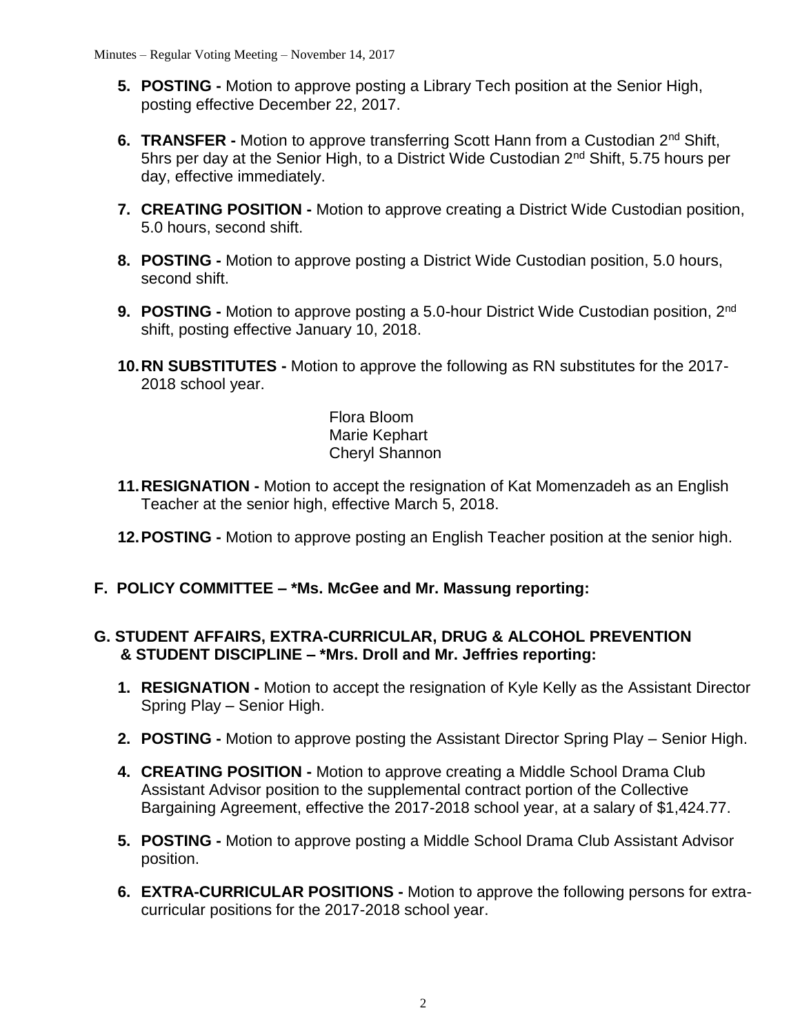5. **POSTING -** Motion to approve posting a Library Tech position at the Senior High, posting effective December 22, 2017.

6. **TRANSFER -** Motion to approve transferring Scott Hann from a Custodian 2nd Shift, 5hrs per day at the Senior High, to a District Wide Custodian 2nd Shift, 5.75 hours per day, effective immediately.

7. **CREATING POSITION -** Motion to approve creating a District Wide Custodian position, 5.0 hours, second shift.

8. **POSTING -** Motion to approve posting a District Wide Custodian position, 5.0 hours, second shift.

9. **POSTING -** Motion to approve posting a 5.0-hour District Wide Custodian position, 2nd shift, posting effective January 10, 2018.

10. **RN SUBSTITUTES -** Motion to approve the following as RN substitutes for the 2017-2018 school year.

    Flora Bloom
    Marie Kephart
    Cheryl Shannon

11. **RESIGNATION -** Motion to accept the resignation of Kat Momenzadeh as an English Teacher at the senior high, effective March 5, 2018.

12. **POSTING -** Motion to approve posting an English Teacher position at the senior high.

**F. POLICY COMMITTEE – \*Ms. McGee and Mr. Massung reporting:**

**G. STUDENT AFFAIRS, EXTRA-CURRICULAR, DRUG & ALCOHOL PREVENTION & STUDENT DISCIPLINE – \*Mrs. Droll and Mr. Jeffries reporting:**

1. **RESIGNATION -** Motion to accept the resignation of Kyle Kelly as the Assistant Director Spring Play – Senior High.

2. **POSTING -** Motion to approve posting the Assistant Director Spring Play – Senior High.

4. **CREATING POSITION -** Motion to approve creating a Middle School Drama Club Assistant Advisor position to the supplemental contract portion of the Collective Bargaining Agreement, effective the 2017-2018 school year, at a salary of $1,424.77.

5. **POSTING -** Motion to approve posting a Middle School Drama Club Assistant Advisor position.

6. **EXTRA-CURRICULAR POSITIONS -** Motion to approve the following persons for extra-curricular positions for the 2017-2018 school year.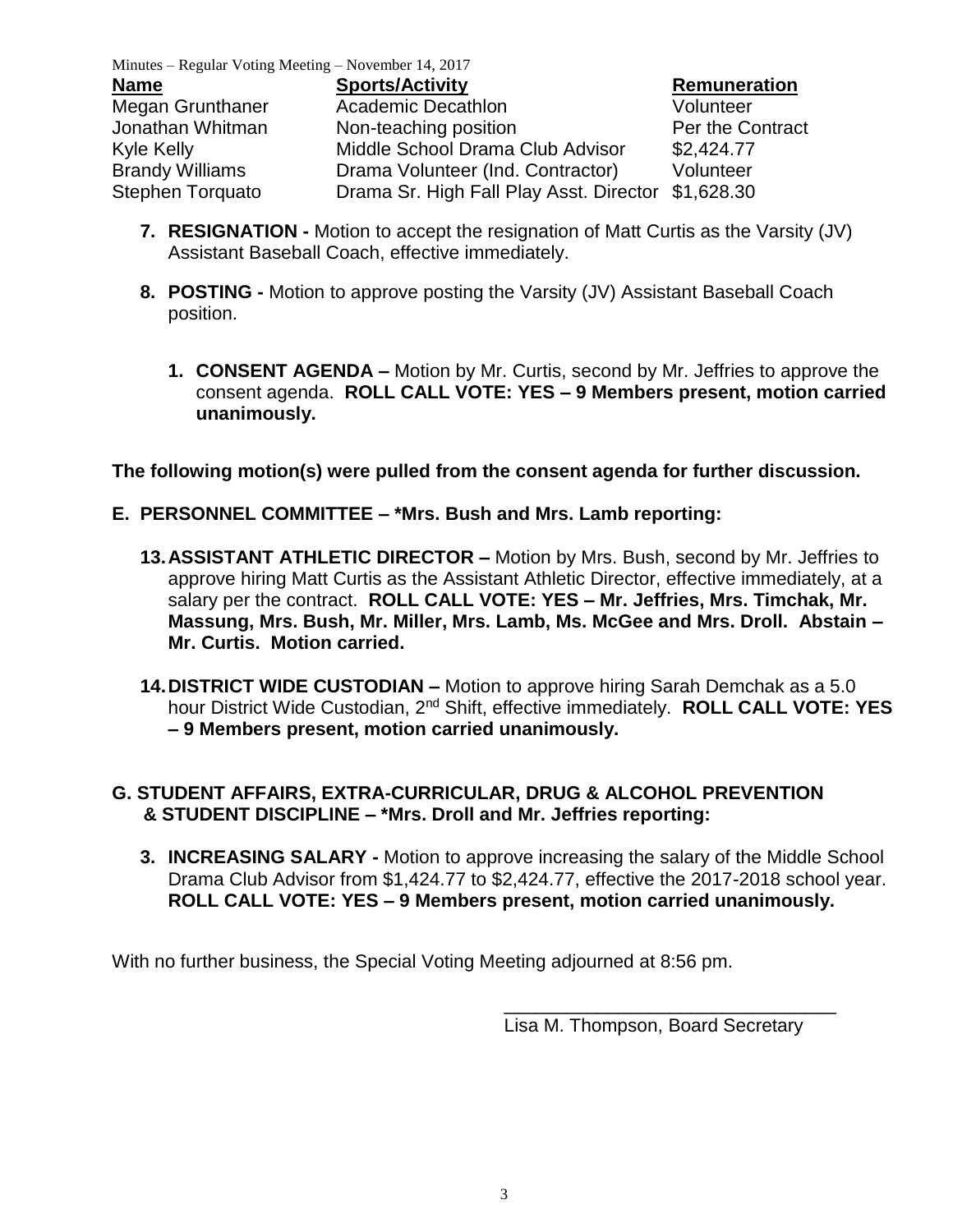| Name | Sports/Activity | Remuneration |
|---|---|---|
| Megan Grunthaner | Academic Decathlon | Volunteer |
| Jonathan Whitman | Non-teaching position | Per the Contract |
| Kyle Kelly | Middle School Drama Club Advisor | $2,424.77 |
| Brandy Williams | Drama Volunteer (Ind. Contractor) | Volunteer |
| Stephen Torquato | Drama Sr. High Fall Play Asst. Director | $1,628.30 |

7. **RESIGNATION -** Motion to accept the resignation of Matt Curtis as the Varsity (JV) Assistant Baseball Coach, effective immediately.

8. **POSTING -** Motion to approve posting the Varsity (JV) Assistant Baseball Coach position.

   1. **CONSENT AGENDA –** Motion by Mr. Curtis, second by Mr. Jeffries to approve the consent agenda. **ROLL CALL VOTE: YES – 9 Members present, motion carried unanimously.**

**The following motion(s) were pulled from the consent agenda for further discussion.**

**E. PERSONNEL COMMITTEE – *Mrs. Bush and Mrs. Lamb reporting:**

13. **ASSISTANT ATHLETIC DIRECTOR –** Motion by Mrs. Bush, second by Mr. Jeffries to approve hiring Matt Curtis as the Assistant Athletic Director, effective immediately, at a salary per the contract. **ROLL CALL VOTE: YES – Mr. Jeffries, Mrs. Timchak, Mr. Massung, Mrs. Bush, Mr. Miller, Mrs. Lamb, Ms. McGee and Mrs. Droll. Abstain – Mr. Curtis. Motion carried.**

14. **DISTRICT WIDE CUSTODIAN –** Motion to approve hiring Sarah Demchak as a 5.0 hour District Wide Custodian, 2nd Shift, effective immediately. **ROLL CALL VOTE: YES – 9 Members present, motion carried unanimously.**

**G. STUDENT AFFAIRS, EXTRA-CURRICULAR, DRUG & ALCOHOL PREVENTION & STUDENT DISCIPLINE – *Mrs. Droll and Mr. Jeffries reporting:**

3. **INCREASING SALARY -** Motion to approve increasing the salary of the Middle School Drama Club Advisor from $1,424.77 to $2,424.77, effective the 2017-2018 school year. **ROLL CALL VOTE: YES – 9 Members present, motion carried unanimously.**

With no further business, the Special Voting Meeting adjourned at 8:56 pm.

Lisa M. Thompson, Board Secretary